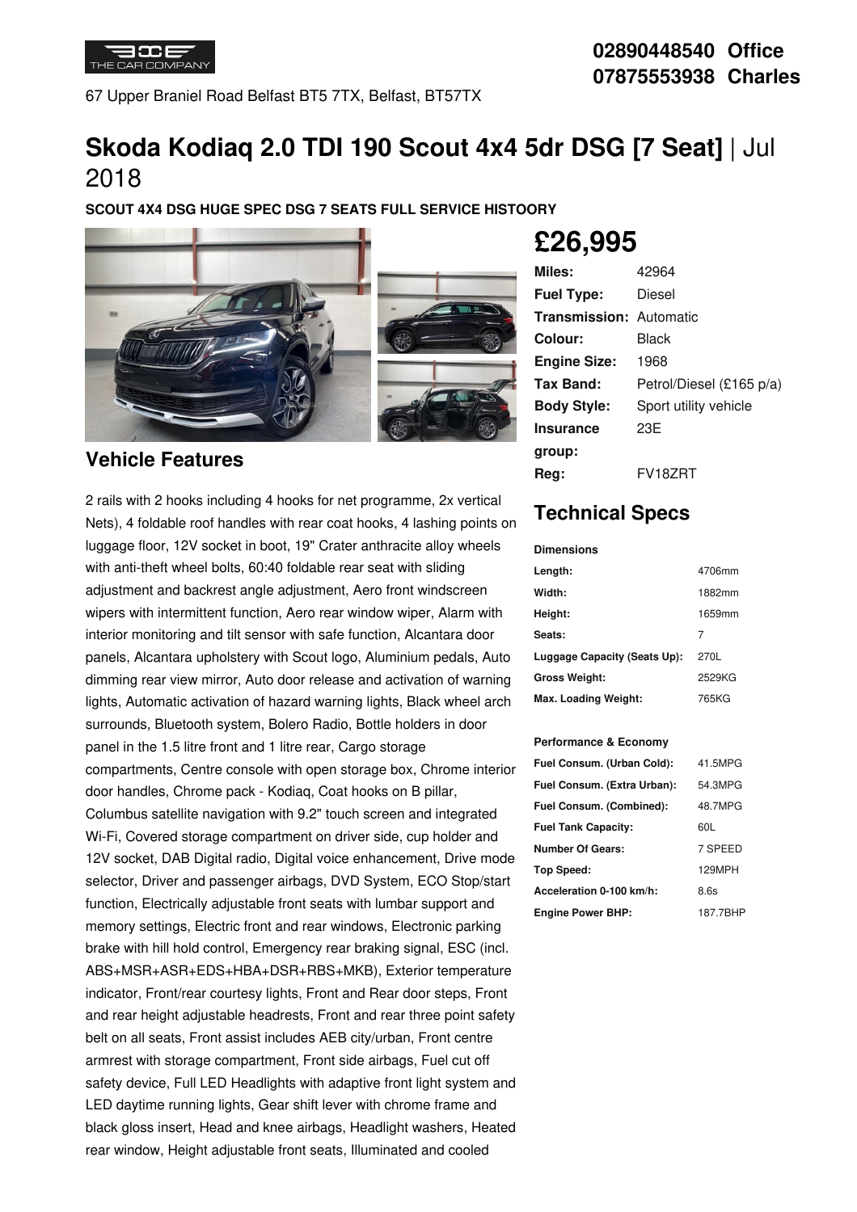THE CAR COMPANY

67 Upper Braniel Road Belfast BT5 7TX, Belfast, BT57TX

**02890448540 Office**
**07875553938 Charles**

# Skoda Kodiaq 2.0 TDI 190 Scout 4x4 5dr DSG [7 Seat] | Jul 2018

**SCOUT 4X4 DSG HUGE SPEC DSG 7 SEATS FULL SERVICE HISTOORY**

## £26,995

| | |
|---|---|
| **Miles:** | 42964 |
| **Fuel Type:** | Diesel |
| **Transmission:** | Automatic |
| **Colour:** | Black |
| **Engine Size:** | 1968 |
| **Tax Band:** | Petrol/Diesel (£165 p/a) |
| **Body Style:** | Sport utility vehicle |
| **Insurance group:** | 23E |
| **Reg:** | FV18ZRT |

## Technical Specs

**Dimensions**

| | |
|---|---|
| **Length:** | 4706mm |
| **Width:** | 1882mm |
| **Height:** | 1659mm |
| **Seats:** | 7 |
| **Luggage Capacity (Seats Up):** | 270L |
| **Gross Weight:** | 2529KG |
| **Max. Loading Weight:** | 765KG |

**Performance & Economy**

| | |
|---|---|
| **Fuel Consum. (Urban Cold):** | 41.5MPG |
| **Fuel Consum. (Extra Urban):** | 54.3MPG |
| **Fuel Consum. (Combined):** | 48.7MPG |
| **Fuel Tank Capacity:** | 60L |
| **Number Of Gears:** | 7 SPEED |
| **Top Speed:** | 129MPH |
| **Acceleration 0-100 km/h:** | 8.6s |
| **Engine Power BHP:** | 187.7BHP |

## Vehicle Features

2 rails with 2 hooks including 4 hooks for net programme, 2x vertical Nets), 4 foldable roof handles with rear coat hooks, 4 lashing points on luggage floor, 12V socket in boot, 19" Crater anthracite alloy wheels with anti-theft wheel bolts, 60:40 foldable rear seat with sliding adjustment and backrest angle adjustment, Aero front windscreen wipers with intermittent function, Aero rear window wiper, Alarm with interior monitoring and tilt sensor with safe function, Alcantara door panels, Alcantara upholstery with Scout logo, Aluminium pedals, Auto dimming rear view mirror, Auto door release and activation of warning lights, Automatic activation of hazard warning lights, Black wheel arch surrounds, Bluetooth system, Bolero Radio, Bottle holders in door panel in the 1.5 litre front and 1 litre rear, Cargo storage compartments, Centre console with open storage box, Chrome interior door handles, Chrome pack - Kodiaq, Coat hooks on B pillar, Columbus satellite navigation with 9.2" touch screen and integrated Wi-Fi, Covered storage compartment on driver side, cup holder and 12V socket, DAB Digital radio, Digital voice enhancement, Drive mode selector, Driver and passenger airbags, DVD System, ECO Stop/start function, Electrically adjustable front seats with lumbar support and memory settings, Electric front and rear windows, Electronic parking brake with hill hold control, Emergency rear braking signal, ESC (incl. ABS+MSR+ASR+EDS+HBA+DSR+RBS+MKB), Exterior temperature indicator, Front/rear courtesy lights, Front and Rear door steps, Front and rear height adjustable headrests, Front and rear three point safety belt on all seats, Front assist includes AEB city/urban, Front centre armrest with storage compartment, Front side airbags, Fuel cut off safety device, Full LED Headlights with adaptive front light system and LED daytime running lights, Gear shift lever with chrome frame and black gloss insert, Head and knee airbags, Headlight washers, Heated rear window, Height adjustable front seats, Illuminated and cooled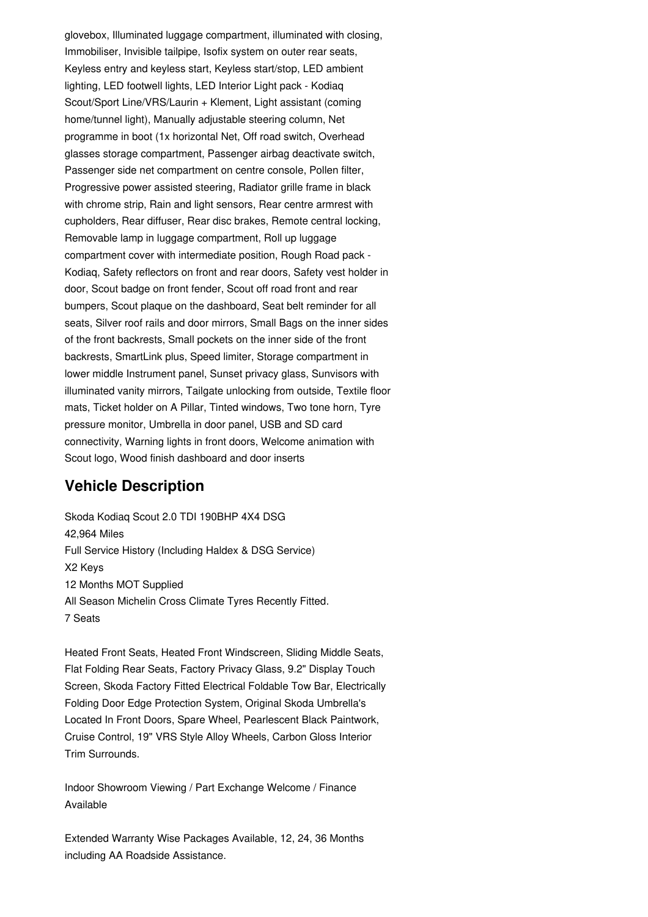glovebox, Illuminated luggage compartment, illuminated with closing, Immobiliser, Invisible tailpipe, Isofix system on outer rear seats, Keyless entry and keyless start, Keyless start/stop, LED ambient lighting, LED footwell lights, LED Interior Light pack - Kodiaq Scout/Sport Line/VRS/Laurin + Klement, Light assistant (coming home/tunnel light), Manually adjustable steering column, Net programme in boot (1x horizontal Net, Off road switch, Overhead glasses storage compartment, Passenger airbag deactivate switch, Passenger side net compartment on centre console, Pollen filter, Progressive power assisted steering, Radiator grille frame in black with chrome strip, Rain and light sensors, Rear centre armrest with cupholders, Rear diffuser, Rear disc brakes, Remote central locking, Removable lamp in luggage compartment, Roll up luggage compartment cover with intermediate position, Rough Road pack - Kodiaq, Safety reflectors on front and rear doors, Safety vest holder in door, Scout badge on front fender, Scout off road front and rear bumpers, Scout plaque on the dashboard, Seat belt reminder for all seats, Silver roof rails and door mirrors, Small Bags on the inner sides of the front backrests, Small pockets on the inner side of the front backrests, SmartLink plus, Speed limiter, Storage compartment in lower middle Instrument panel, Sunset privacy glass, Sunvisors with illuminated vanity mirrors, Tailgate unlocking from outside, Textile floor mats, Ticket holder on A Pillar, Tinted windows, Two tone horn, Tyre pressure monitor, Umbrella in door panel, USB and SD card connectivity, Warning lights in front doors, Welcome animation with Scout logo, Wood finish dashboard and door inserts

## Vehicle Description

Skoda Kodiaq Scout 2.0 TDI 190BHP 4X4 DSG
42,964 Miles
Full Service History (Including Haldex & DSG Service)
X2 Keys
12 Months MOT Supplied
All Season Michelin Cross Climate Tyres Recently Fitted.
7 Seats

Heated Front Seats, Heated Front Windscreen, Sliding Middle Seats, Flat Folding Rear Seats, Factory Privacy Glass, 9.2" Display Touch Screen, Skoda Factory Fitted Electrical Foldable Tow Bar, Electrically Folding Door Edge Protection System, Original Skoda Umbrella's Located In Front Doors, Spare Wheel, Pearlescent Black Paintwork, Cruise Control, 19" VRS Style Alloy Wheels, Carbon Gloss Interior Trim Surrounds.

Indoor Showroom Viewing / Part Exchange Welcome / Finance Available

Extended Warranty Wise Packages Available, 12, 24, 36 Months including AA Roadside Assistance.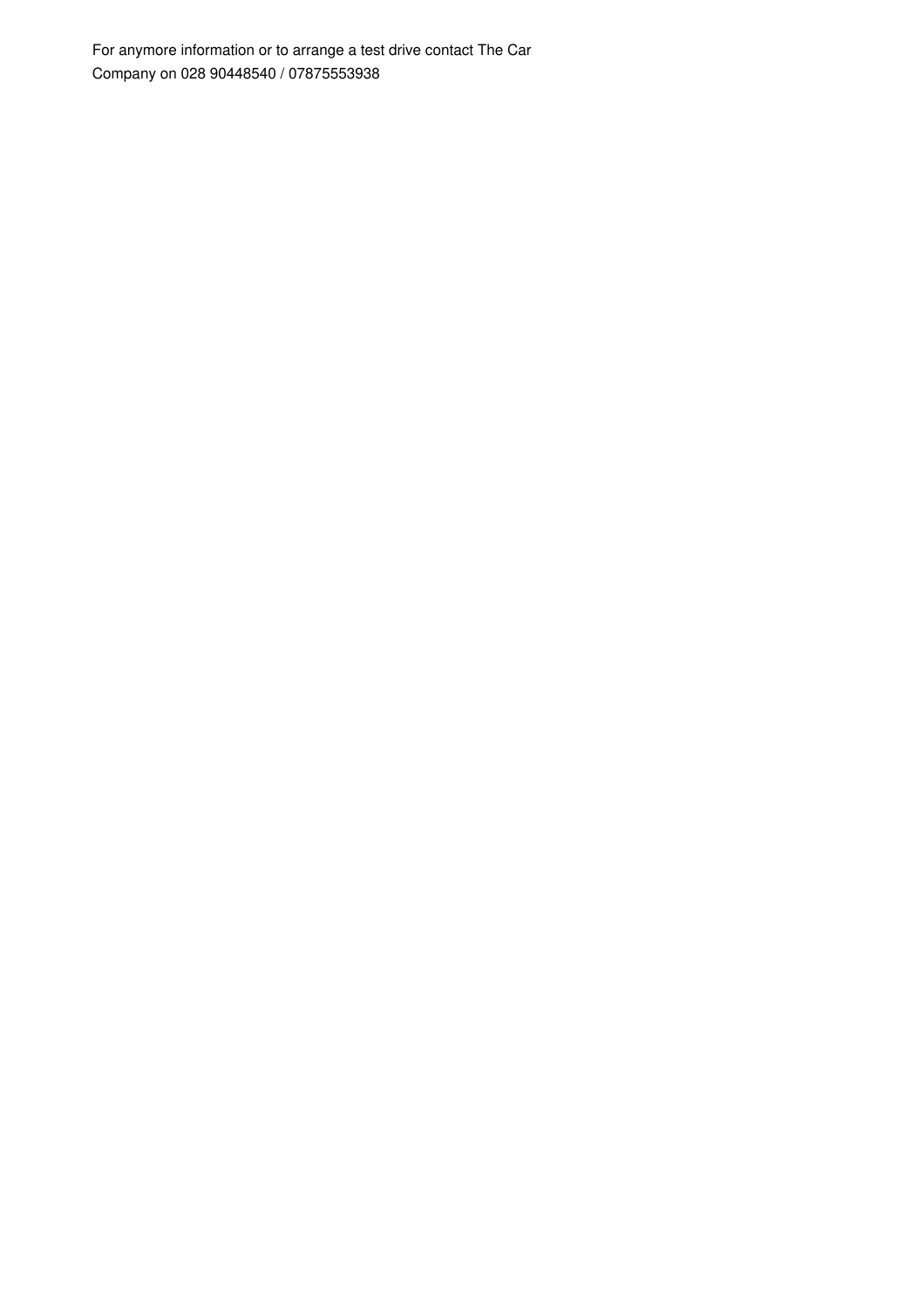For anymore information or to arrange a test drive contact The Car Company on 028 90448540 / 07875553938